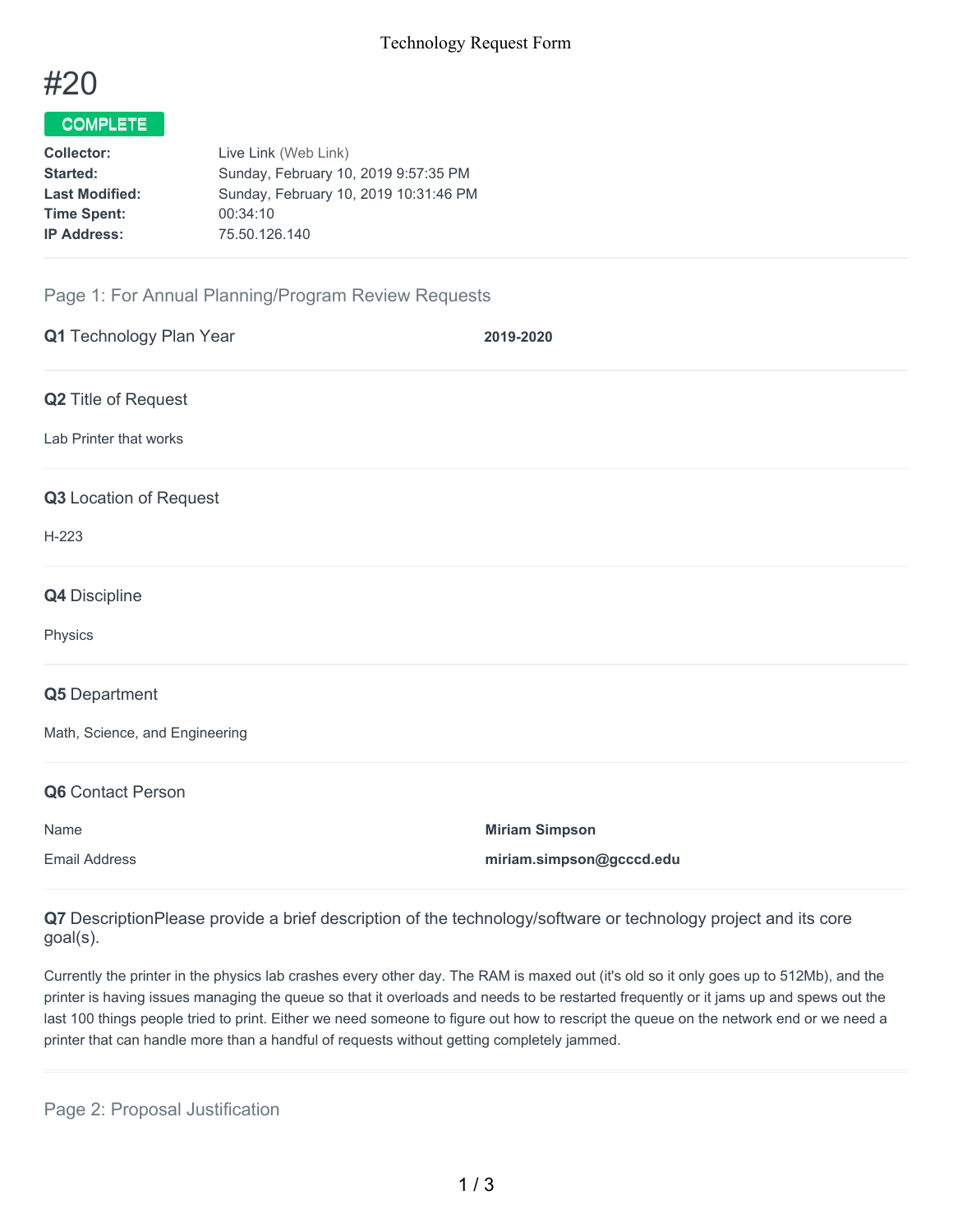# #20

**COMPLETE**

| | |
|---|---|
| **Collector:** | Live Link (Web Link) |
| **Started:** | Sunday, February 10, 2019 9:57:35 PM |
| **Last Modified:** | Sunday, February 10, 2019 10:31:46 PM |
| **Time Spent:** | 00:34:10 |
| **IP Address:** | 75.50.126.140 |

## Page 1: For Annual Planning/Program Review Requests

**Q1** Technology Plan Year — **2019-2020**

**Q2** Title of Request

Lab Printer that works

**Q3** Location of Request

H-223

**Q4** Discipline

Physics

**Q5** Department

Math, Science, and Engineering

**Q6** Contact Person

| | |
|---|---|
| Name | **Miriam Simpson** |
| Email Address | **miriam.simpson@gcccd.edu** |

**Q7** DescriptionPlease provide a brief description of the technology/software or technology project and its core goal(s).

Currently the printer in the physics lab crashes every other day. The RAM is maxed out (it's old so it only goes up to 512Mb), and the printer is having issues managing the queue so that it overloads and needs to be restarted frequently or it jams up and spews out the last 100 things people tried to print. Either we need someone to figure out how to rescript the queue on the network end or we need a printer that can handle more than a handful of requests without getting completely jammed.

## Page 2: Proposal Justification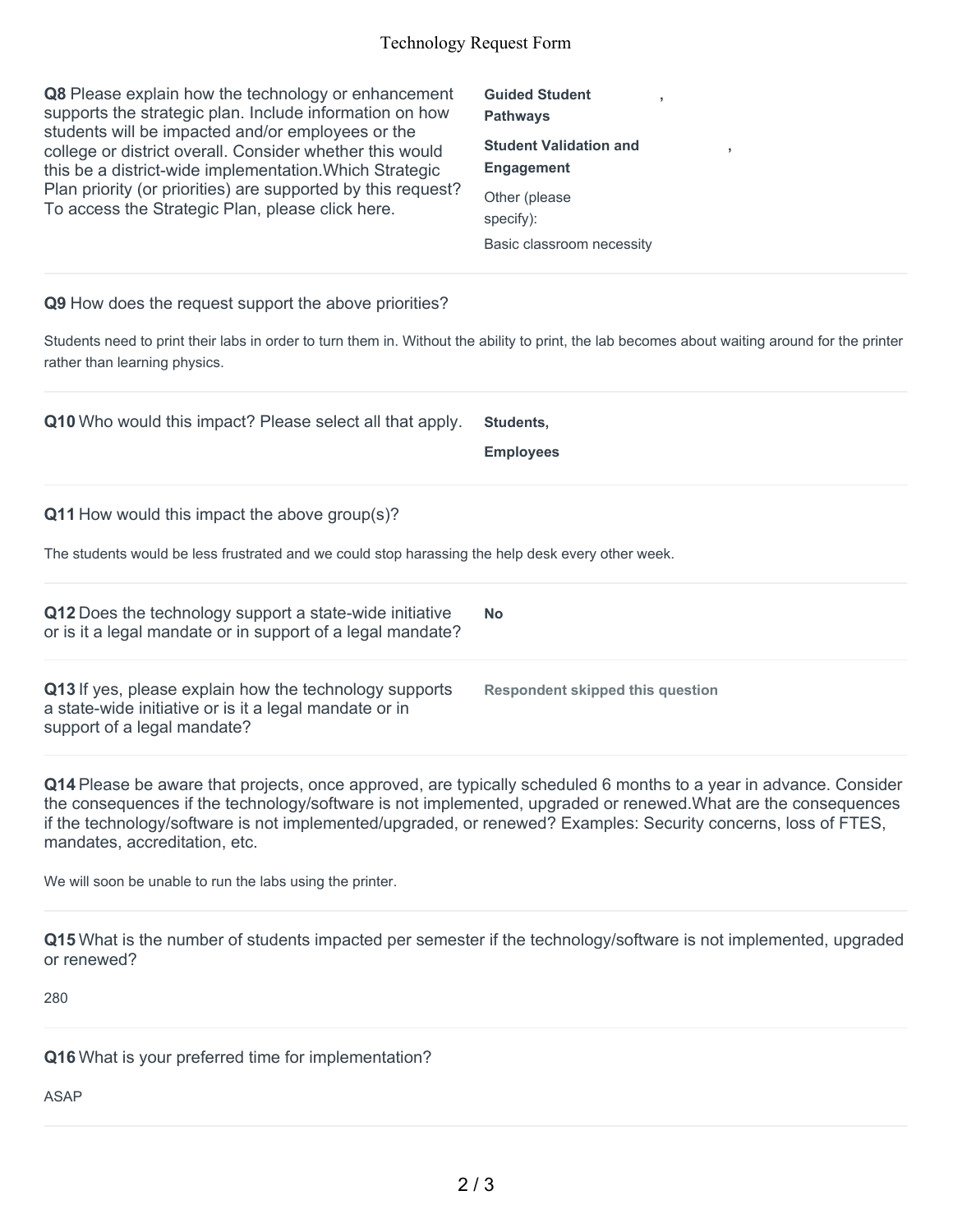**Q8** Please explain how the technology or enhancement supports the strategic plan. Include information on how students will be impacted and/or employees or the college or district overall. Consider whether this would this be a district-wide implementation.Which Strategic Plan priority (or priorities) are supported by this request? To access the Strategic Plan, please click here.

**Guided Student Pathways** ,

**Student Validation and Engagement** ,

Other (please specify):

Basic classroom necessity

---

**Q9** How does the request support the above priorities?

Students need to print their labs in order to turn them in. Without the ability to print, the lab becomes about waiting around for the printer rather than learning physics.

---

**Q10** Who would this impact? Please select all that apply.

**Students,**

**Employees**

---

**Q11** How would this impact the above group(s)?

The students would be less frustrated and we could stop harassing the help desk every other week.

---

**Q12** Does the technology support a state-wide initiative or is it a legal mandate or in support of a legal mandate?

**No**

---

**Q13** If yes, please explain how the technology supports a state-wide initiative or is it a legal mandate or in support of a legal mandate?

**Respondent skipped this question**

---

**Q14** Please be aware that projects, once approved, are typically scheduled 6 months to a year in advance. Consider the consequences if the technology/software is not implemented, upgraded or renewed.What are the consequences if the technology/software is not implemented/upgraded, or renewed? Examples: Security concerns, loss of FTES, mandates, accreditation, etc.

We will soon be unable to run the labs using the printer.

---

**Q15** What is the number of students impacted per semester if the technology/software is not implemented, upgraded or renewed?

280

---

**Q16** What is your preferred time for implementation?

ASAP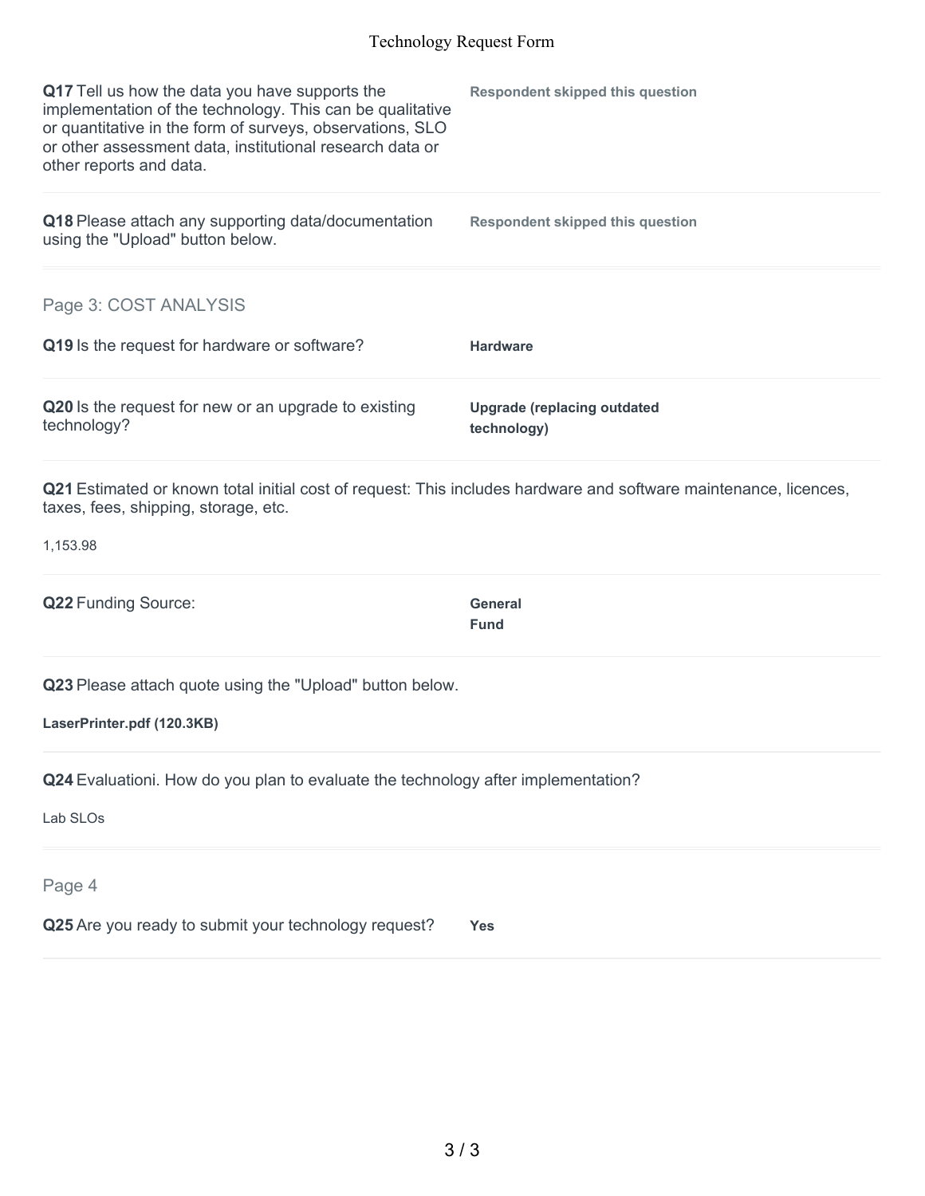**Q17** Tell us how the data you have supports the implementation of the technology. This can be qualitative or quantitative in the form of surveys, observations, SLO or other assessment data, institutional research data or other reports and data.

**Respondent skipped this question**

**Q18** Please attach any supporting data/documentation using the "Upload" button below.

**Respondent skipped this question**

## Page 3: COST ANALYSIS

**Q19** Is the request for hardware or software?

**Hardware**

**Q20** Is the request for new or an upgrade to existing technology?

**Upgrade (replacing outdated technology)**

**Q21** Estimated or known total initial cost of request: This includes hardware and software maintenance, licences, taxes, fees, shipping, storage, etc.

1,153.98

**Q22** Funding Source:

**General Fund**

**Q23** Please attach quote using the "Upload" button below.

**LaserPrinter.pdf (120.3KB)**

**Q24** Evaluationi. How do you plan to evaluate the technology after implementation?

Lab SLOs

## Page 4

**Q25** Are you ready to submit your technology request?

**Yes**